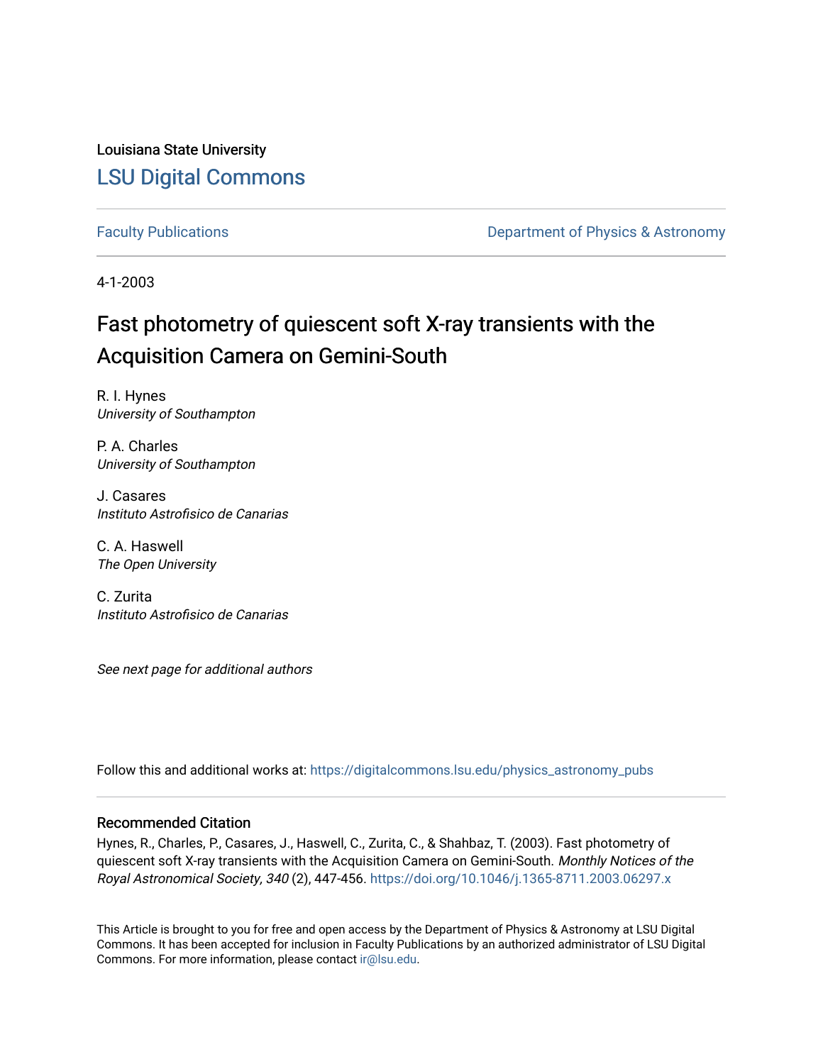Louisiana State University

# LSU Digital Commons

Faculty Publications

Department of Physics & Astronomy

4-1-2003

## Fast photometry of quiescent soft X-ray transients with the Acquisition Camera on Gemini-South

R. I. Hynes
*University of Southampton*

P. A. Charles
*University of Southampton*

J. Casares
*Instituto Astrofisico de Canarias*

C. A. Haswell
*The Open University*

C. Zurita
*Instituto Astrofisico de Canarias*

*See next page for additional authors*

Follow this and additional works at: https://digitalcommons.lsu.edu/physics_astronomy_pubs

### Recommended Citation

Hynes, R., Charles, P., Casares, J., Haswell, C., Zurita, C., & Shahbaz, T. (2003). Fast photometry of quiescent soft X-ray transients with the Acquisition Camera on Gemini-South. *Monthly Notices of the Royal Astronomical Society, 340* (2), 447-456. https://doi.org/10.1046/j.1365-8711.2003.06297.x

This Article is brought to you for free and open access by the Department of Physics & Astronomy at LSU Digital Commons. It has been accepted for inclusion in Faculty Publications by an authorized administrator of LSU Digital Commons. For more information, please contact ir@lsu.edu.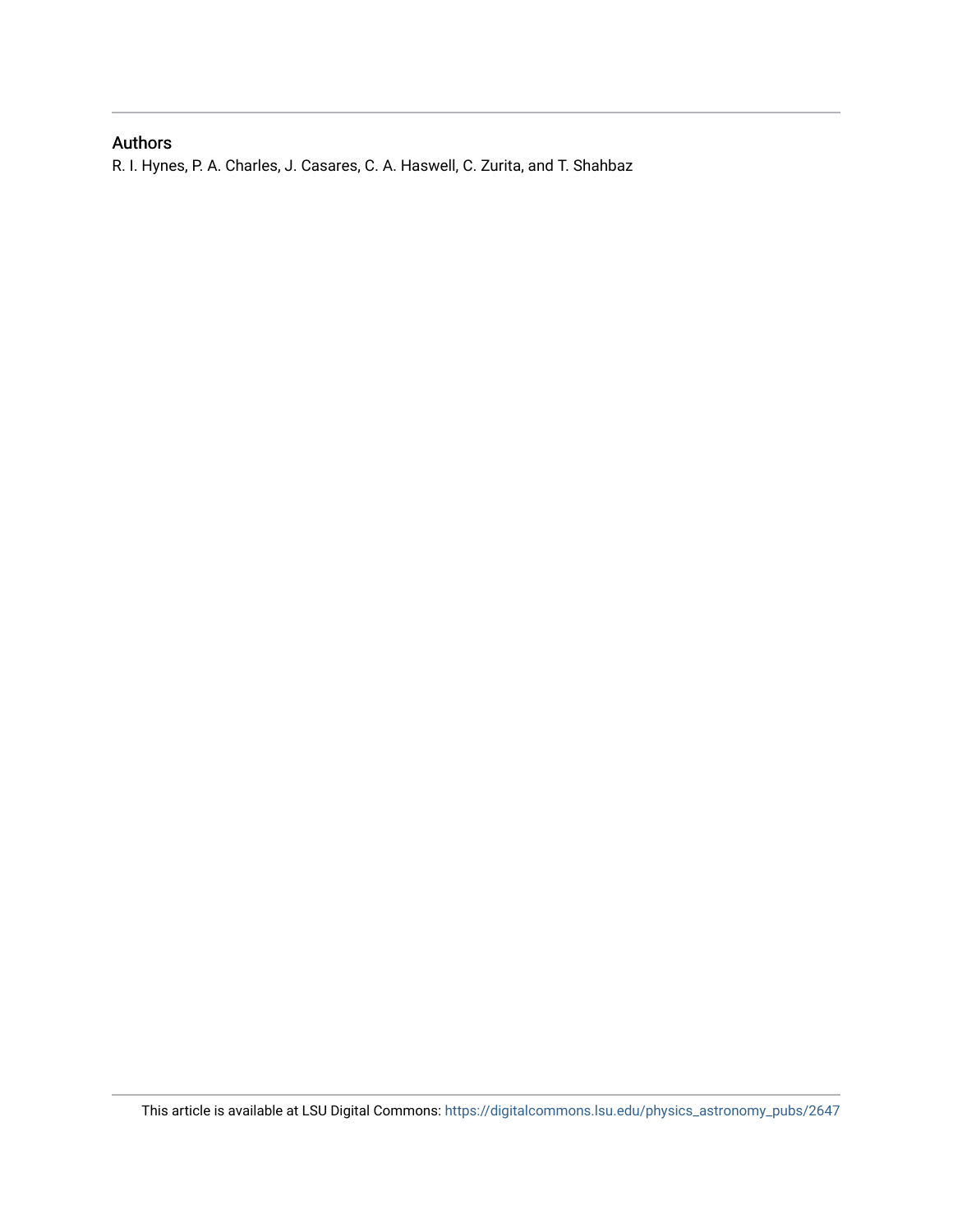## Authors

R. I. Hynes, P. A. Charles, J. Casares, C. A. Haswell, C. Zurita, and T. Shahbaz

This article is available at LSU Digital Commons: https://digitalcommons.lsu.edu/physics_astronomy_pubs/2647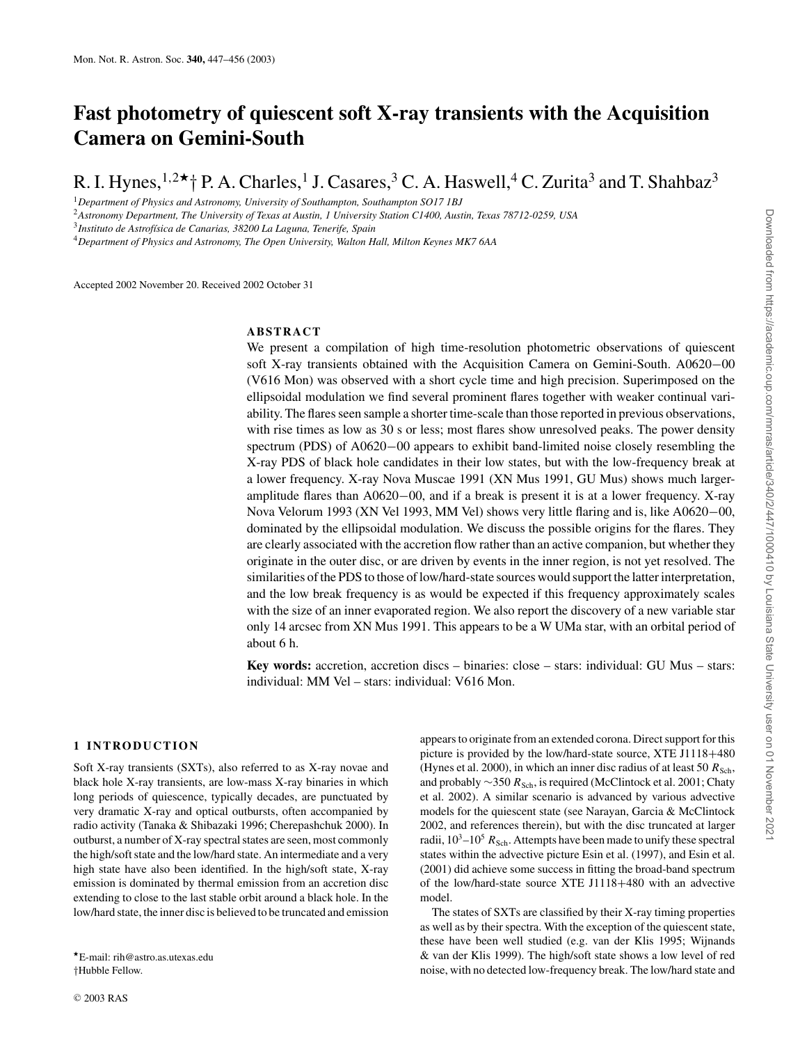# Fast photometry of quiescent soft X-ray transients with the Acquisition Camera on Gemini-South

R. I. Hynes,[1,2★†] P. A. Charles,[1] J. Casares,[3] C. A. Haswell,[4] C. Zurita[3] and T. Shahbaz[3]

[1]*Department of Physics and Astronomy, University of Southampton, Southampton SO17 1BJ*

[2]*Astronomy Department, The University of Texas at Austin, 1 University Station C1400, Austin, Texas 78712-0259, USA*

[3]*Instituto de Astrofísica de Canarias, 38200 La Laguna, Tenerife, Spain*

[4]*Department of Physics and Astronomy, The Open University, Walton Hall, Milton Keynes MK7 6AA*

Accepted 2002 November 20. Received 2002 October 31

## ABSTRACT

We present a compilation of high time-resolution photometric observations of quiescent soft X-ray transients obtained with the Acquisition Camera on Gemini-South. A0620−00 (V616 Mon) was observed with a short cycle time and high precision. Superimposed on the ellipsoidal modulation we find several prominent flares together with weaker continual variability. The flares seen sample a shorter time-scale than those reported in previous observations, with rise times as low as 30 s or less; most flares show unresolved peaks. The power density spectrum (PDS) of A0620−00 appears to exhibit band-limited noise closely resembling the X-ray PDS of black hole candidates in their low states, but with the low-frequency break at a lower frequency. X-ray Nova Muscae 1991 (XN Mus 1991, GU Mus) shows much larger-amplitude flares than A0620−00, and if a break is present it is at a lower frequency. X-ray Nova Velorum 1993 (XN Vel 1993, MM Vel) shows very little flaring and is, like A0620−00, dominated by the ellipsoidal modulation. We discuss the possible origins for the flares. They are clearly associated with the accretion flow rather than an active companion, but whether they originate in the outer disc, or are driven by events in the inner region, is not yet resolved. The similarities of the PDS to those of low/hard-state sources would support the latter interpretation, and the low break frequency is as would be expected if this frequency approximately scales with the size of an inner evaporated region. We also report the discovery of a new variable star only 14 arcsec from XN Mus 1991. This appears to be a W UMa star, with an orbital period of about 6 h.

**Key words:** accretion, accretion discs – binaries: close – stars: individual: GU Mus – stars: individual: MM Vel – stars: individual: V616 Mon.

## 1 INTRODUCTION

Soft X-ray transients (SXTs), also referred to as X-ray novae and black hole X-ray transients, are low-mass X-ray binaries in which long periods of quiescence, typically decades, are punctuated by very dramatic X-ray and optical outbursts, often accompanied by radio activity (Tanaka & Shibazaki 1996; Cherepashchuk 2000). In outburst, a number of X-ray spectral states are seen, most commonly the high/soft state and the low/hard state. An intermediate and a very high state have also been identified. In the high/soft state, X-ray emission is dominated by thermal emission from an accretion disc extending to close to the last stable orbit around a black hole. In the low/hard state, the inner disc is believed to be truncated and emission appears to originate from an extended corona. Direct support for this picture is provided by the low/hard-state source, XTE J1118+480 (Hynes et al. 2000), in which an inner disc radius of at least 50 $R_{\rm Sch}$, and probably $\sim$350 $R_{\rm Sch}$, is required (McClintock et al. 2001; Chaty et al. 2002). A similar scenario is advanced by various advective models for the quiescent state (see Narayan, Garcia & McClintock 2002, and references therein), but with the disc truncated at larger radii, $10^3$–$10^5$ $R_{\rm Sch}$. Attempts have been made to unify these spectral states within the advective picture Esin et al. (1997), and Esin et al. (2001) did achieve some success in fitting the broad-band spectrum of the low/hard-state source XTE J1118+480 with an advective model.

The states of SXTs are classified by their X-ray timing properties as well as by their spectra. With the exception of the quiescent state, these have been well studied (e.g. van der Klis 1995; Wijnands & van der Klis 1999). The high/soft state shows a low level of red noise, with no detected low-frequency break. The low/hard state and

★E-mail: rih@astro.as.utexas.edu

†Hubble Fellow.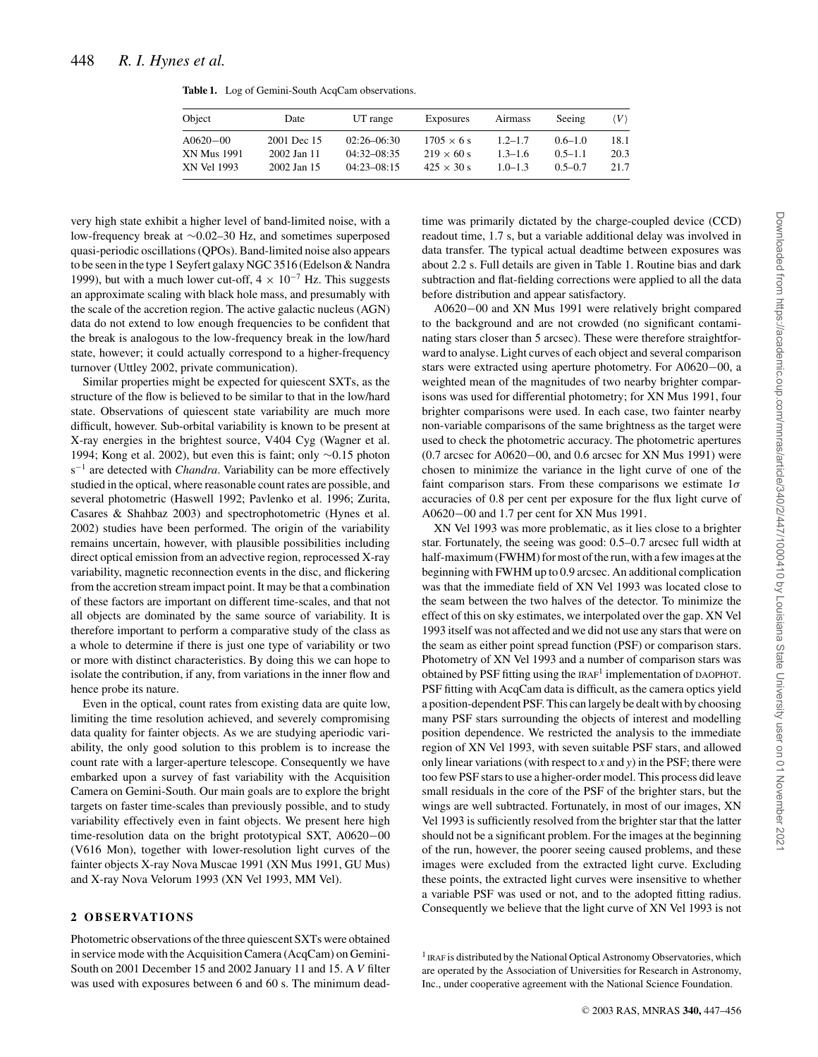**Table 1.** Log of Gemini-South AcqCam observations.

| Object | Date | UT range | Exposures | Airmass | Seeing | $\langle V \rangle$ |
|---|---|---|---|---|---|---|
| A0620−00 | 2001 Dec 15 | 02:26–06:30 | $1705 \times 6$ s | 1.2–1.7 | 0.6–1.0 | 18.1 |
| XN Mus 1991 | 2002 Jan 11 | 04:32–08:35 | $219 \times 60$ s | 1.3–1.6 | 0.5–1.1 | 20.3 |
| XN Vel 1993 | 2002 Jan 15 | 04:23–08:15 | $425 \times 30$ s | 1.0–1.3 | 0.5–0.7 | 21.7 |

very high state exhibit a higher level of band-limited noise, with a low-frequency break at ∼0.02–30 Hz, and sometimes superposed quasi-periodic oscillations (QPOs). Band-limited noise also appears to be seen in the type 1 Seyfert galaxy NGC 3516 (Edelson & Nandra 1999), but with a much lower cut-off, $4 \times 10^{-7}$ Hz. This suggests an approximate scaling with black hole mass, and presumably with the scale of the accretion region. The active galactic nucleus (AGN) data do not extend to low enough frequencies to be confident that the break is analogous to the low-frequency break in the low/hard state, however; it could actually correspond to a higher-frequency turnover (Uttley 2002, private communication).

Similar properties might be expected for quiescent SXTs, as the structure of the flow is believed to be similar to that in the low/hard state. Observations of quiescent state variability are much more difficult, however. Sub-orbital variability is known to be present at X-ray energies in the brightest source, V404 Cyg (Wagner et al. 1994; Kong et al. 2002), but even this is faint; only ∼0.15 photon $s^{-1}$ are detected with *Chandra*. Variability can be more effectively studied in the optical, where reasonable count rates are possible, and several photometric (Haswell 1992; Pavlenko et al. 1996; Zurita, Casares & Shahbaz 2003) and spectrophotometric (Hynes et al. 2002) studies have been performed. The origin of the variability remains uncertain, however, with plausible possibilities including direct optical emission from an advective region, reprocessed X-ray variability, magnetic reconnection events in the disc, and flickering from the accretion stream impact point. It may be that a combination of these factors are important on different time-scales, and that not all objects are dominated by the same source of variability. It is therefore important to perform a comparative study of the class as a whole to determine if there is just one type of variability or two or more with distinct characteristics. By doing this we can hope to isolate the contribution, if any, from variations in the inner flow and hence probe its nature.

Even in the optical, count rates from existing data are quite low, limiting the time resolution achieved, and severely compromising data quality for fainter objects. As we are studying aperiodic variability, the only good solution to this problem is to increase the count rate with a larger-aperture telescope. Consequently we have embarked upon a survey of fast variability with the Acquisition Camera on Gemini-South. Our main goals are to explore the bright targets on faster time-scales than previously possible, and to study variability effectively even in faint objects. We present here high time-resolution data on the bright prototypical SXT, A0620−00 (V616 Mon), together with lower-resolution light curves of the fainter objects X-ray Nova Muscae 1991 (XN Mus 1991, GU Mus) and X-ray Nova Velorum 1993 (XN Vel 1993, MM Vel).

## 2 OBSERVATIONS

Photometric observations of the three quiescent SXTs were obtained in service mode with the Acquisition Camera (AcqCam) on Gemini-South on 2001 December 15 and 2002 January 11 and 15. A *V* filter was used with exposures between 6 and 60 s. The minimum deadtime was primarily dictated by the charge-coupled device (CCD) readout time, 1.7 s, but a variable additional delay was involved in data transfer. The typical actual deadtime between exposures was about 2.2 s. Full details are given in Table 1. Routine bias and dark subtraction and flat-fielding corrections were applied to all the data before distribution and appear satisfactory.

A0620−00 and XN Mus 1991 were relatively bright compared to the background and are not crowded (no significant contaminating stars closer than 5 arcsec). These were therefore straightforward to analyse. Light curves of each object and several comparison stars were extracted using aperture photometry. For A0620−00, a weighted mean of the magnitudes of two nearby brighter comparisons was used for differential photometry; for XN Mus 1991, four brighter comparisons were used. In each case, two fainter nearby non-variable comparisons of the same brightness as the target were used to check the photometric accuracy. The photometric apertures (0.7 arcsec for A0620−00, and 0.6 arcsec for XN Mus 1991) were chosen to minimize the variance in the light curve of one of the faint comparison stars. From these comparisons we estimate $1\sigma$ accuracies of 0.8 per cent per exposure for the flux light curve of A0620−00 and 1.7 per cent for XN Mus 1991.

XN Vel 1993 was more problematic, as it lies close to a brighter star. Fortunately, the seeing was good: 0.5–0.7 arcsec full width at half-maximum (FWHM) for most of the run, with a few images at the beginning with FWHM up to 0.9 arcsec. An additional complication was that the immediate field of XN Vel 1993 was located close to the seam between the two halves of the detector. To minimize the effect of this on sky estimates, we interpolated over the gap. XN Vel 1993 itself was not affected and we did not use any stars that were on the seam as either point spread function (PSF) or comparison stars. Photometry of XN Vel 1993 and a number of comparison stars was obtained by PSF fitting using the IRAF[1] implementation of DAOPHOT. PSF fitting with AcqCam data is difficult, as the camera optics yield a position-dependent PSF. This can largely be dealt with by choosing many PSF stars surrounding the objects of interest and modelling position dependence. We restricted the analysis to the immediate region of XN Vel 1993, with seven suitable PSF stars, and allowed only linear variations (with respect to *x* and *y*) in the PSF; there were too few PSF stars to use a higher-order model. This process did leave small residuals in the core of the PSF of the brighter stars, but the wings are well subtracted. Fortunately, in most of our images, XN Vel 1993 is sufficiently resolved from the brighter star that the latter should not be a significant problem. For the images at the beginning of the run, however, the poorer seeing caused problems, and these images were excluded from the extracted light curve. Excluding these points, the extracted light curves were insensitive to whether a variable PSF was used or not, and to the adopted fitting radius. Consequently we believe that the light curve of XN Vel 1993 is not

[1] IRAF is distributed by the National Optical Astronomy Observatories, which are operated by the Association of Universities for Research in Astronomy, Inc., under cooperative agreement with the National Science Foundation.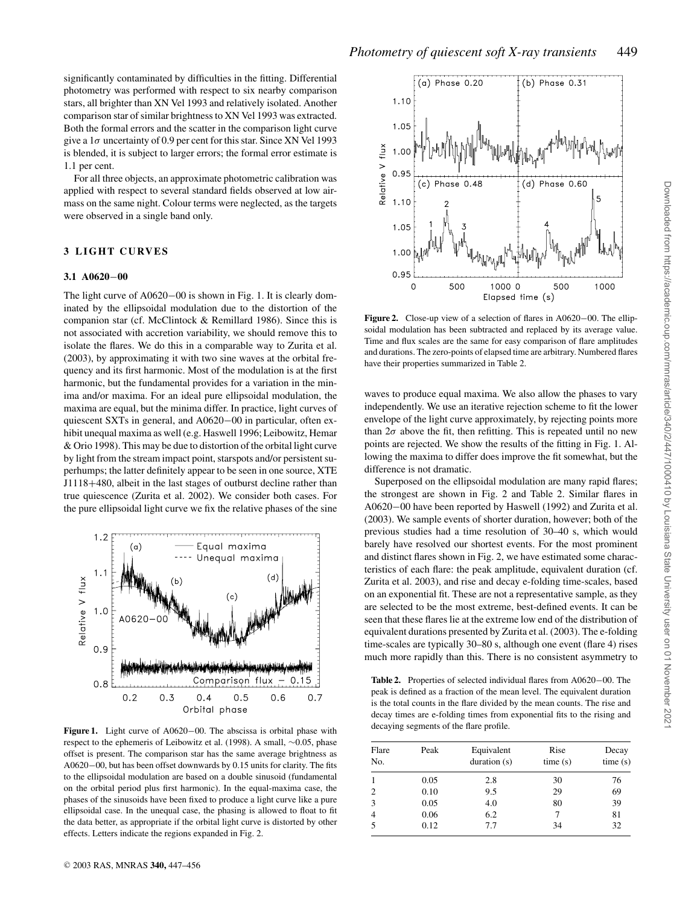significantly contaminated by difficulties in the fitting. Differential photometry was performed with respect to six nearby comparison stars, all brighter than XN Vel 1993 and relatively isolated. Another comparison star of similar brightness to XN Vel 1993 was extracted. Both the formal errors and the scatter in the comparison light curve give a 1$\sigma$ uncertainty of 0.9 per cent for this star. Since XN Vel 1993 is blended, it is subject to larger errors; the formal error estimate is 1.1 per cent.

For all three objects, an approximate photometric calibration was applied with respect to several standard fields observed at low airmass on the same night. Colour terms were neglected, as the targets were observed in a single band only.

## 3 LIGHT CURVES

### 3.1 A0620−00

The light curve of A0620−00 is shown in Fig. 1. It is clearly dominated by the ellipsoidal modulation due to the distortion of the companion star (cf. McClintock & Remillard 1986). Since this is not associated with accretion variability, we should remove this to isolate the flares. We do this in a comparable way to Zurita et al. (2003), by approximating it with two sine waves at the orbital frequency and its first harmonic. Most of the modulation is at the first harmonic, but the fundamental provides for a variation in the minima and/or maxima. For an ideal pure ellipsoidal modulation, the maxima are equal, but the minima differ. In practice, light curves of quiescent SXTs in general, and A0620−00 in particular, often exhibit unequal maxima as well (e.g. Haswell 1996; Leibowitz, Hemar & Orio 1998). This may be due to distortion of the orbital light curve by light from the stream impact point, starspots and/or persistent superhumps; the latter definitely appear to be seen in one source, XTE J1118+480, albeit in the last stages of outburst decline rather than true quiescence (Zurita et al. 2002). We consider both cases. For the pure ellipsoidal light curve we fix the relative phases of the sine waves to produce equal maxima. We also allow the phases to vary independently. We use an iterative rejection scheme to fit the lower envelope of the light curve approximately, by rejecting points more than 2$\sigma$ above the fit, then refitting. This is repeated until no new points are rejected. We show the results of the fitting in Fig. 1. Allowing the maxima to differ does improve the fit somewhat, but the difference is not dramatic.

**Figure 1.** Light curve of A0620−00. The abscissa is orbital phase with respect to the ephemeris of Leibowitz et al. (1998). A small, ∼0.05, phase offset is present. The comparison star has the same average brightness as A0620−00, but has been offset downwards by 0.15 units for clarity. The fits to the ellipsoidal modulation are based on a double sinusoid (fundamental on the orbital period plus first harmonic). In the equal-maxima case, the phases of the sinusoids have been fixed to produce a light curve like a pure ellipsoidal case. In the unequal case, the phasing is allowed to float to fit the data better, as appropriate if the orbital light curve is distorted by other effects. Letters indicate the regions expanded in Fig. 2.

**Figure 2.** Close-up view of a selection of flares in A0620−00. The ellipsoidal modulation has been subtracted and replaced by its average value. Time and flux scales are the same for easy comparison of flare amplitudes and durations. The zero-points of elapsed time are arbitrary. Numbered flares have their properties summarized in Table 2.

Superposed on the ellipsoidal modulation are many rapid flares; the strongest are shown in Fig. 2 and Table 2. Similar flares in A0620−00 have been reported by Haswell (1992) and Zurita et al. (2003). We sample events of shorter duration, however; both of the previous studies had a time resolution of 30–40 s, which would barely have resolved our shortest events. For the most prominent and distinct flares shown in Fig. 2, we have estimated some characteristics of each flare: the peak amplitude, equivalent duration (cf. Zurita et al. 2003), and rise and decay e-folding time-scales, based on an exponential fit. These are not a representative sample, as they are selected to be the most extreme, best-defined events. It can be seen that these flares lie at the extreme low end of the distribution of equivalent durations presented by Zurita et al. (2003). The e-folding time-scales are typically 30–80 s, although one event (flare 4) rises much more rapidly than this. There is no consistent asymmetry to

**Table 2.** Properties of selected individual flares from A0620−00. The peak is defined as a fraction of the mean level. The equivalent duration is the total counts in the flare divided by the mean counts. The rise and decay times are e-folding times from exponential fits to the rising and decaying segments of the flare profile.

| Flare No. | Peak | Equivalent duration (s) | Rise time (s) | Decay time (s) |
|---|---|---|---|---|
| 1 | 0.05 | 2.8 | 30 | 76 |
| 2 | 0.10 | 9.5 | 29 | 69 |
| 3 | 0.05 | 4.0 | 80 | 39 |
| 4 | 0.06 | 6.2 | 7 | 81 |
| 5 | 0.12 | 7.7 | 34 | 32 |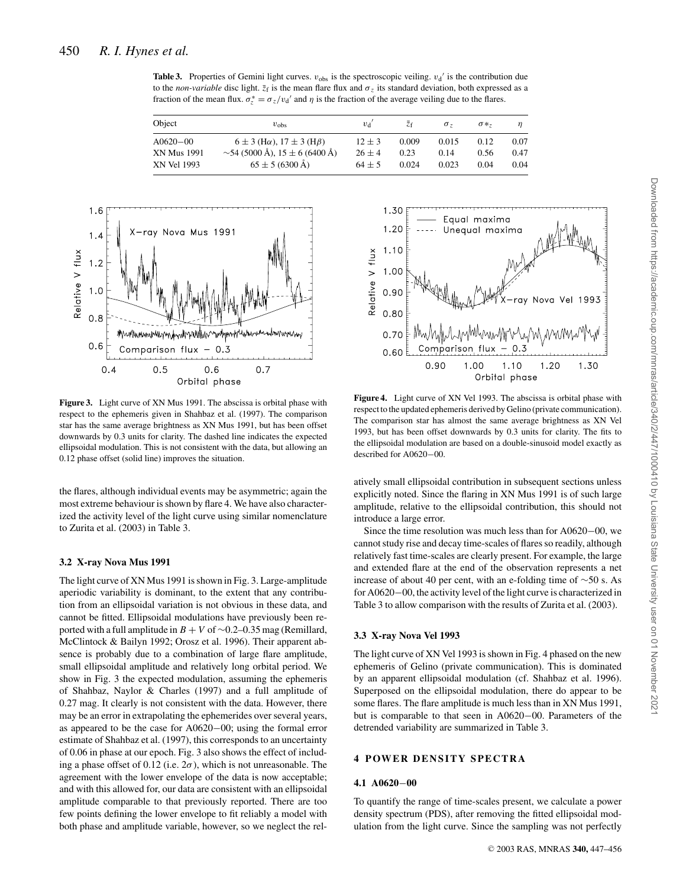**Table 3.** Properties of Gemini light curves. $v_{obs}$ is the spectroscopic veiling. $v_d{}'$ is the contribution due to the *non-variable* disc light. $\bar{z}_f$ is the mean flare flux and $\sigma_z$ its standard deviation, both expressed as a fraction of the mean flux. $\sigma_z^* = \sigma_z / v_d{}'$ and $\eta$ is the fraction of the average veiling due to the flares.

| Object | $v_{obs}$ | $v_d{}'$ | $\bar{z}_f$ | $\sigma_z$ | $\sigma*_z$ | $\eta$ |
|---|---|---|---|---|---|---|
| A0620−00 | $6 \pm 3$ (Hα), $17 \pm 3$ (Hβ) | $12 \pm 3$ | 0.009 | 0.015 | 0.12 | 0.07 |
| XN Mus 1991 | ∼54 (5000 Å), $15 \pm 6$ (6400 Å) | $26 \pm 4$ | 0.23 | 0.14 | 0.56 | 0.47 |
| XN Vel 1993 | $65 \pm 5$ (6300 Å) | $64 \pm 5$ | 0.024 | 0.023 | 0.04 | 0.04 |

**Figure 3.** Light curve of XN Mus 1991. The abscissa is orbital phase with respect to the ephemeris given in Shahbaz et al. (1997). The comparison star has the same average brightness as XN Mus 1991, but has been offset downwards by 0.3 units for clarity. The dashed line indicates the expected ellipsoidal modulation. This is not consistent with the data, but allowing an 0.12 phase offset (solid line) improves the situation.

**Figure 4.** Light curve of XN Vel 1993. The abscissa is orbital phase with respect to the updated ephemeris derived by Gelino (private communication). The comparison star has almost the same average brightness as XN Vel 1993, but has been offset downwards by 0.3 units for clarity. The fits to the ellipsoidal modulation are based on a double-sinusoid model exactly as described for A0620−00.

the flares, although individual events may be asymmetric; again the most extreme behaviour is shown by flare 4. We have also characterized the activity level of the light curve using similar nomenclature to Zurita et al. (2003) in Table 3.

### 3.2 X-ray Nova Mus 1991

The light curve of XN Mus 1991 is shown in Fig. 3. Large-amplitude aperiodic variability is dominant, to the extent that any contribution from an ellipsoidal variation is not obvious in these data, and cannot be fitted. Ellipsoidal modulations have previously been reported with a full amplitude in $B + V$ of ∼0.2–0.35 mag (Remillard, McClintock & Bailyn 1992; Orosz et al. 1996). Their apparent absence is probably due to a combination of large flare amplitude, small ellipsoidal amplitude and relatively long orbital period. We show in Fig. 3 the expected modulation, assuming the ephemeris of Shahbaz, Naylor & Charles (1997) and a full amplitude of 0.27 mag. It clearly is not consistent with the data. However, there may be an error in extrapolating the ephemerides over several years, as appeared to be the case for A0620−00; using the formal error estimate of Shahbaz et al. (1997), this corresponds to an uncertainty of 0.06 in phase at our epoch. Fig. 3 also shows the effect of including a phase offset of 0.12 (i.e. $2\sigma$), which is not unreasonable. The agreement with the lower envelope of the data is now acceptable; and with this allowed for, our data are consistent with an ellipsoidal amplitude comparable to that previously reported. There are too few points defining the lower envelope to fit reliably a model with both phase and amplitude variable, however, so we neglect the relatively small ellipsoidal contribution in subsequent sections unless explicitly noted. Since the flaring in XN Mus 1991 is of such large amplitude, relative to the ellipsoidal contribution, this should not introduce a large error.

Since the time resolution was much less than for A0620−00, we cannot study rise and decay time-scales of flares so readily, although relatively fast time-scales are clearly present. For example, the large and extended flare at the end of the observation represents a net increase of about 40 per cent, with an e-folding time of ∼50 s. As for A0620−00, the activity level of the light curve is characterized in Table 3 to allow comparison with the results of Zurita et al. (2003).

### 3.3 X-ray Nova Vel 1993

The light curve of XN Vel 1993 is shown in Fig. 4 phased on the new ephemeris of Gelino (private communication). This is dominated by an apparent ellipsoidal modulation (cf. Shahbaz et al. 1996). Superposed on the ellipsoidal modulation, there do appear to be some flares. The flare amplitude is much less than in XN Mus 1991, but is comparable to that seen in A0620−00. Parameters of the detrended variability are summarized in Table 3.

## 4 POWER DENSITY SPECTRA

### 4.1 A0620−00

To quantify the range of time-scales present, we calculate a power density spectrum (PDS), after removing the fitted ellipsoidal modulation from the light curve. Since the sampling was not perfectly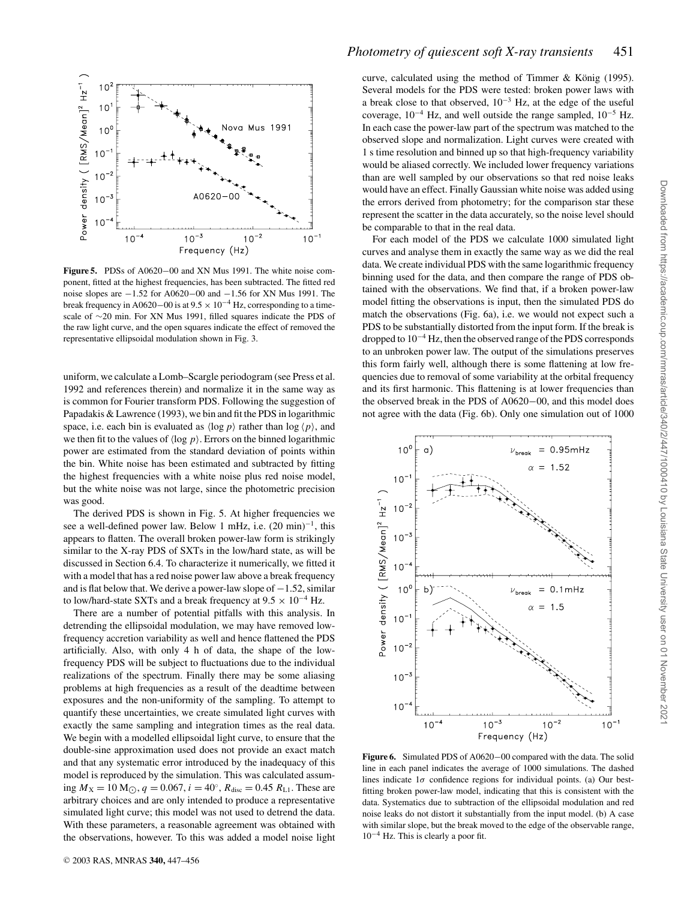**Figure 5.** PDSs of A0620−00 and XN Mus 1991. The white noise component, fitted at the highest frequencies, has been subtracted. The fitted red noise slopes are −1.52 for A0620−00 and −1.56 for XN Mus 1991. The break frequency in A0620−00 is at $9.5 \times 10^{-4}$ Hz, corresponding to a timescale of ∼20 min. For XN Mus 1991, filled squares indicate the PDS of the raw light curve, and the open squares indicate the effect of removed the representative ellipsoidal modulation shown in Fig. 3.

uniform, we calculate a Lomb–Scargle periodogram (see Press et al. 1992 and references therein) and normalize it in the same way as is common for Fourier transform PDS. Following the suggestion of Papadakis & Lawrence (1993), we bin and fit the PDS in logarithmic space, i.e. each bin is evaluated as $\langle \log p \rangle$ rather than $\log \langle p \rangle$, and we then fit to the values of $\langle \log p \rangle$. Errors on the binned logarithmic power are estimated from the standard deviation of points within the bin. White noise has been estimated and subtracted by fitting the highest frequencies with a white noise plus red noise model, but the white noise was not large, since the photometric precision was good.

The derived PDS is shown in Fig. 5. At higher frequencies we see a well-defined power law. Below 1 mHz, i.e. $(20\ \text{min})^{-1}$, this appears to flatten. The overall broken power-law form is strikingly similar to the X-ray PDS of SXTs in the low/hard state, as will be discussed in Section 6.4. To characterize it numerically, we fitted it with a model that has a red noise power law above a break frequency and is flat below that. We derive a power-law slope of −1.52, similar to low/hard-state SXTs and a break frequency at $9.5 \times 10^{-4}$ Hz.

There are a number of potential pitfalls with this analysis. In detrending the ellipsoidal modulation, we may have removed low-frequency accretion variability as well and hence flattened the PDS artificially. Also, with only 4 h of data, the shape of the low-frequency PDS will be subject to fluctuations due to the individual realizations of the spectrum. Finally there may be some aliasing problems at high frequencies as a result of the deadtime between exposures and the non-uniformity of the sampling. To attempt to quantify these uncertainties, we create simulated light curves with exactly the same sampling and integration times as the real data. We begin with a modelled ellipsoidal light curve, to ensure that the double-sine approximation used does not provide an exact match and that any systematic error introduced by the inadequacy of this model is reproduced by the simulation. This was calculated assuming $M_X = 10\ M_\odot$, $q = 0.067$, $i = 40°$, $R_{disc} = 0.45\ R_{L1}$. These are arbitrary choices and are only intended to produce a representative simulated light curve; this model was not used to detrend the data. With these parameters, a reasonable agreement was obtained with the observations, however. To this was added a model noise light curve, calculated using the method of Timmer & König (1995). Several models for the PDS were tested: broken power laws with a break close to that observed, $10^{-3}$ Hz, at the edge of the useful coverage, $10^{-4}$ Hz, and well outside the range sampled, $10^{-5}$ Hz. In each case the power-law part of the spectrum was matched to the observed slope and normalization. Light curves were created with 1 s time resolution and binned up so that high-frequency variability would be aliased correctly. We included lower frequency variations than are well sampled by our observations so that red noise leaks would have an effect. Finally Gaussian white noise was added using the errors derived from photometry; for the comparison star these represent the scatter in the data accurately, so the noise level should be comparable to that in the real data.

For each model of the PDS we calculate 1000 simulated light curves and analyse them in exactly the same way as we did the real data. We create individual PDS with the same logarithmic frequency binning used for the data, and then compare the range of PDS obtained with the observations. We find that, if a broken power-law model fitting the observations is input, then the simulated PDS do match the observations (Fig. 6a), i.e. we would not expect such a PDS to be substantially distorted from the input form. If the break is dropped to $10^{-4}$ Hz, then the observed range of the PDS corresponds to an unbroken power law. The output of the simulations preserves this form fairly well, although there is some flattening at low frequencies due to removal of some variability at the orbital frequency and its first harmonic. This flattening is at lower frequencies than the observed break in the PDS of A0620−00, and this model does not agree with the data (Fig. 6b). Only one simulation out of 1000

**Figure 6.** Simulated PDS of A0620−00 compared with the data. The solid line in each panel indicates the average of 1000 simulations. The dashed lines indicate 1σ confidence regions for individual points. (a) Our best-fitting broken power-law model, indicating that this is consistent with the data. Systematics due to subtraction of the ellipsoidal modulation and red noise leaks do not distort it substantially from the input model. (b) A case with similar slope, but the break moved to the edge of the observable range, $10^{-4}$ Hz. This is clearly a poor fit.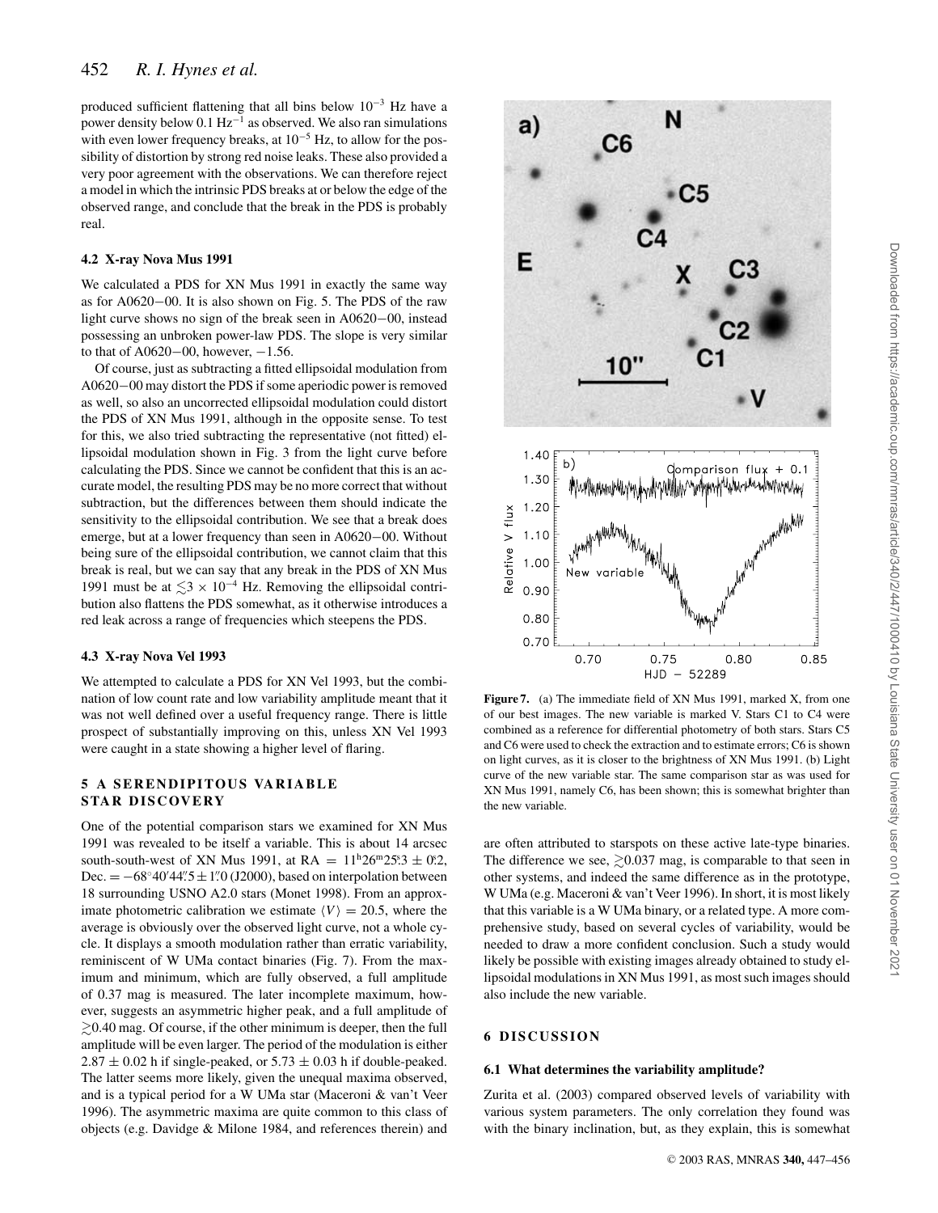produced sufficient flattening that all bins below $10^{-3}$ Hz have a power density below 0.1 Hz$^{-1}$ as observed. We also ran simulations with even lower frequency breaks, at $10^{-5}$ Hz, to allow for the possibility of distortion by strong red noise leaks. These also provided a very poor agreement with the observations. We can therefore reject a model in which the intrinsic PDS breaks at or below the edge of the observed range, and conclude that the break in the PDS is probably real.

### 4.2 X-ray Nova Mus 1991

We calculated a PDS for XN Mus 1991 in exactly the same way as for A0620−00. It is also shown on Fig. 5. The PDS of the raw light curve shows no sign of the break seen in A0620−00, instead possessing an unbroken power-law PDS. The slope is very similar to that of A0620−00, however, −1.56.

Of course, just as subtracting a fitted ellipsoidal modulation from A0620−00 may distort the PDS if some aperiodic power is removed as well, so also an uncorrected ellipsoidal modulation could distort the PDS of XN Mus 1991, although in the opposite sense. To test for this, we also tried subtracting the representative (not fitted) ellipsoidal modulation shown in Fig. 3 from the light curve before calculating the PDS. Since we cannot be confident that this is an accurate model, the resulting PDS may be no more correct that without subtraction, but the differences between them should indicate the sensitivity to the ellipsoidal contribution. We see that a break does emerge, but at a lower frequency than seen in A0620−00. Without being sure of the ellipsoidal contribution, we cannot claim that this break is real, but we can say that any break in the PDS of XN Mus 1991 must be at $\lesssim 3 \times 10^{-4}$ Hz. Removing the ellipsoidal contribution also flattens the PDS somewhat, as it otherwise introduces a red leak across a range of frequencies which steepens the PDS.

### 4.3 X-ray Nova Vel 1993

We attempted to calculate a PDS for XN Vel 1993, but the combination of low count rate and low variability amplitude meant that it was not well defined over a useful frequency range. There is little prospect of substantially improving on this, unless XN Vel 1993 were caught in a state showing a higher level of flaring.

## 5 A SERENDIPITOUS VARIABLE STAR DISCOVERY

One of the potential comparison stars we examined for XN Mus 1991 was revealed to be itself a variable. This is about 14 arcsec south-south-west of XN Mus 1991, at RA = $11^{\rm h}26^{\rm m}25\overset{\rm s}{.}3 \pm 0\overset{\rm s}{.}2$, Dec. = $-68^\circ 40' 44\overset{''}{.}5 \pm 1\overset{''}{.}0$ (J2000), based on interpolation between 18 surrounding USNO A2.0 stars (Monet 1998). From an approximate photometric calibration we estimate $\langle V \rangle = 20.5$, where the average is obviously over the observed light curve, not a whole cycle. It displays a smooth modulation rather than erratic variability, reminiscent of W UMa contact binaries (Fig. 7). From the maximum and minimum, which are fully observed, a full amplitude of 0.37 mag is measured. The later incomplete maximum, however, suggests an asymmetric higher peak, and a full amplitude of $\gtrsim$0.40 mag. Of course, if the other minimum is deeper, then the full amplitude will be even larger. The period of the modulation is either $2.87 \pm 0.02$ h if single-peaked, or $5.73 \pm 0.03$ h if double-peaked. The latter seems more likely, given the unequal maxima observed, and is a typical period for a W UMa star (Maceroni & van't Veer 1996). The asymmetric maxima are quite common to this class of objects (e.g. Davidge & Milone 1984, and references therein) and are often attributed to starspots on these active late-type binaries. The difference we see, $\gtrsim$0.037 mag, is comparable to that seen in other systems, and indeed the same difference as in the prototype, W UMa (e.g. Maceroni & van't Veer 1996). In short, it is most likely that this variable is a W UMa binary, or a related type. A more comprehensive study, based on several cycles of variability, would be needed to draw a more confident conclusion. Such a study would likely be possible with existing images already obtained to study ellipsoidal modulations in XN Mus 1991, as most such images should also include the new variable.

**Figure 7.** (a) The immediate field of XN Mus 1991, marked X, from one of our best images. The new variable is marked V. Stars C1 to C4 were combined as a reference for differential photometry of both stars. Stars C5 and C6 were used to check the extraction and to estimate errors; C6 is shown on light curves, as it is closer to the brightness of XN Mus 1991. (b) Light curve of the new variable star. The same comparison star as was used for XN Mus 1991, namely C6, has been shown; this is somewhat brighter than the new variable.

## 6 DISCUSSION

### 6.1 What determines the variability amplitude?

Zurita et al. (2003) compared observed levels of variability with various system parameters. The only correlation they found was with the binary inclination, but, as they explain, this is somewhat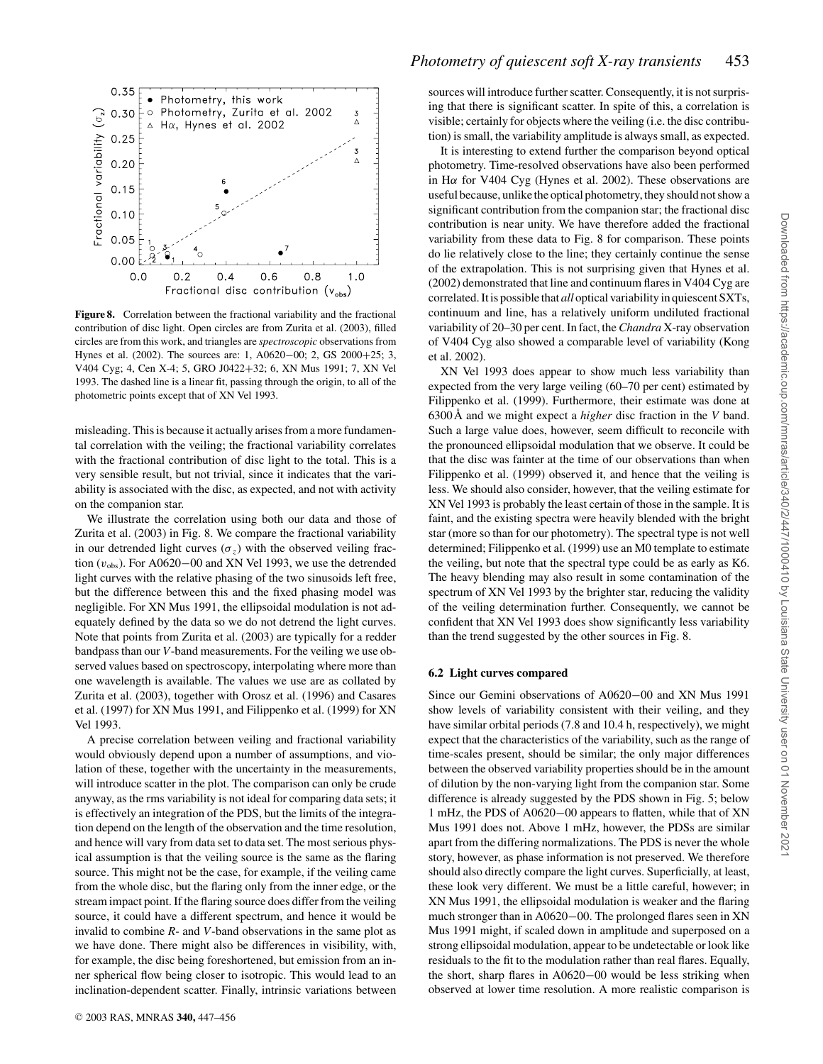**Figure 8.** Correlation between the fractional variability and the fractional contribution of disc light. Open circles are from Zurita et al. (2003), filled circles are from this work, and triangles are from Hynes et al. (2002). The sources are: 1, A0620−00; 2, GS 2000+25; 3, V404 Cyg; 4, Cen X-4; 5, GRO J0422+32; 6, XN Mus 1991; 7, XN Vel 1993. The dashed line is a linear fit, passing through the origin, to all of the photometric points except that of XN Vel 1993.

misleading. This is because it actually arises from a more fundamental correlation with the veiling; the fractional variability correlates with the fractional contribution of disc light to the total. This is a very sensible result, but not trivial, since it indicates that the variability is associated with the disc, as expected, and not with activity on the companion star.

We illustrate the correlation using both our data and those of Zurita et al. (2003) in Fig. 8. We compare the fractional variability in our detrended light curves ($\sigma_z$) with the observed veiling fraction ($v_{\rm obs}$). For A0620−00 and XN Vel 1993, we use the detrended light curves with the relative phasing of the two sinusoids left free, but the difference between this and the fixed phasing model was negligible. For XN Mus 1991, the ellipsoidal modulation is not adequately defined by the data so we do not detrend the light curves. Note that points from Zurita et al. (2003) are typically for a redder bandpass than our $V$-band measurements. For the veiling we use observed values based on spectroscopy, interpolating where more than one wavelength is available. The values we use are as collated by Zurita et al. (2003), together with Orosz et al. (1996) and Casares et al. (1997) for XN Mus 1991, and Filippenko et al. (1999) for XN Vel 1993.

A precise correlation between veiling and fractional variability would obviously depend upon a number of assumptions, and violation of these, together with the uncertainty in the measurements, will introduce scatter in the plot. The comparison can only be crude anyway, as the rms variability is not ideal for comparing data sets; it is effectively an integration of the PDS, but the limits of the integration depend on the length of the observation and the time resolution, and hence will vary from data set to data set. The most serious physical assumption is that the veiling source is the same as the flaring source. This might not be the case, for example, if the veiling came from the whole disc, but the flaring only from the inner edge, or the stream impact point. If the flaring source does differ from the veiling source, it could have a different spectrum, and hence it would be invalid to combine $R$- and $V$-band observations in the same plot as we have done. There might also be differences in visibility, with, for example, the disc being foreshortened, but emission from an inner spherical flow being closer to isotropic. This would lead to an inclination-dependent scatter. Finally, intrinsic variations between sources will introduce further scatter. Consequently, it is not surprising that there is significant scatter. In spite of this, a correlation is visible; certainly for objects where the veiling (i.e. the disc contribution) is small, the variability amplitude is always small, as expected.

It is interesting to extend further the comparison beyond optical photometry. Time-resolved observations have also been performed in H$\alpha$ for V404 Cyg (Hynes et al. 2002). These observations are useful because, unlike the optical photometry, they should not show a significant contribution from the companion star; the fractional disc contribution is near unity. We have therefore added the fractional variability from these data to Fig. 8 for comparison. These points do lie relatively close to the line; they certainly continue the sense of the extrapolation. This is not surprising given that Hynes et al. (2002) demonstrated that line and continuum flares in V404 Cyg are correlated. It is possible that *all* optical variability in quiescent SXTs, continuum and line, has a relatively uniform undiluted fractional variability of 20–30 per cent. In fact, the *Chandra* X-ray observation of V404 Cyg also showed a comparable level of variability (Kong et al. 2002).

XN Vel 1993 does appear to show much less variability than expected from the very large veiling (60–70 per cent) estimated by Filippenko et al. (1999). Furthermore, their estimate was done at 6300 Å and we might expect a *higher* disc fraction in the $V$ band. Such a large value does, however, seem difficult to reconcile with the pronounced ellipsoidal modulation that we observe. It could be that the disc was fainter at the time of our observations than when Filippenko et al. (1999) observed it, and hence that the veiling is less. We should also consider, however, that the veiling estimate for XN Vel 1993 is probably the least certain of those in the sample. It is faint, and the existing spectra were heavily blended with the bright star (more so than for our photometry). The spectral type is not well determined; Filippenko et al. (1999) use an M0 template to estimate the veiling, but note that the spectral type could be as early as K6. The heavy blending may also result in some contamination of the spectrum of XN Vel 1993 by the brighter star, reducing the validity of the veiling determination further. Consequently, we cannot be confident that XN Vel 1993 does show significantly less variability than the trend suggested by the other sources in Fig. 8.

### 6.2 Light curves compared

Since our Gemini observations of A0620−00 and XN Mus 1991 show levels of variability consistent with their veiling, and they have similar orbital periods (7.8 and 10.4 h, respectively), we might expect that the characteristics of the variability, such as the range of time-scales present, should be similar; the only major differences between the observed variability properties should be in the amount of dilution by the non-varying light from the companion star. Some difference is already suggested by the PDS shown in Fig. 5; below 1 mHz, the PDS of A0620−00 appears to flatten, while that of XN Mus 1991 does not. Above 1 mHz, however, the PDSs are similar apart from the differing normalizations. The PDS is never the whole story, however, as phase information is not preserved. We therefore should also directly compare the light curves. Superficially, at least, these look very different. We must be a little careful, however; in XN Mus 1991, the ellipsoidal modulation is weaker and the flaring much stronger than in A0620−00. The prolonged flares seen in XN Mus 1991 might, if scaled down in amplitude and superposed on a strong ellipsoidal modulation, appear to be undetectable or look like residuals to the fit to the modulation rather than real flares. Equally, the short, sharp flares in A0620−00 would be less striking when observed at lower time resolution. A more realistic comparison is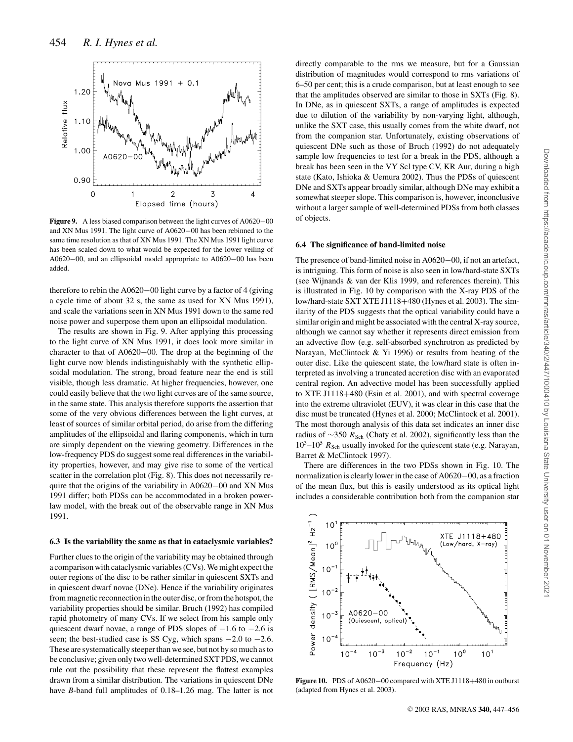**Figure 9.** A less biased comparison between the light curves of A0620−00 and XN Mus 1991. The light curve of A0620−00 has been rebinned to the same time resolution as that of XN Mus 1991. The XN Mus 1991 light curve has been scaled down to what would be expected for the lower veiling of A0620−00, and an ellipsoidal model appropriate to A0620−00 has been added.

therefore to rebin the A0620−00 light curve by a factor of 4 (giving a cycle time of about 32 s, the same as used for XN Mus 1991), and scale the variations seen in XN Mus 1991 down to the same red noise power and superpose them upon an ellipsoidal modulation.

The results are shown in Fig. 9. After applying this processing to the light curve of XN Mus 1991, it does look more similar in character to that of A0620−00. The drop at the beginning of the light curve now blends indistinguishably with the synthetic ellipsoidal modulation. The strong, broad feature near the end is still visible, though less dramatic. At higher frequencies, however, one could easily believe that the two light curves are of the same source, in the same state. This analysis therefore supports the assertion that some of the very obvious differences between the light curves, at least of sources of similar orbital period, do arise from the differing amplitudes of the ellipsoidal and flaring components, which in turn are simply dependent on the viewing geometry. Differences in the low-frequency PDS do suggest some real differences in the variability properties, however, and may give rise to some of the vertical scatter in the correlation plot (Fig. 8). This does not necessarily require that the origins of the variability in A0620−00 and XN Mus 1991 differ; both PDSs can be accommodated in a broken power-law model, with the break out of the observable range in XN Mus 1991.

### 6.3 Is the variability the same as that in cataclysmic variables?

Further clues to the origin of the variability may be obtained through a comparison with cataclysmic variables (CVs). We might expect the outer regions of the disc to be rather similar in quiescent SXTs and in quiescent dwarf novae (DNe). Hence if the variability originates from magnetic reconnection in the outer disc, or from the hotspot, the variability properties should be similar. Bruch (1992) has compiled rapid photometry of many CVs. If we select from his sample only quiescent dwarf novae, a range of PDS slopes of −1.6 to −2.6 is seen; the best-studied case is SS Cyg, which spans −2.0 to −2.6. These are systematically steeper than we see, but not by so much as to be conclusive; given only two well-determined SXT PDS, we cannot rule out the possibility that these represent the flattest examples drawn from a similar distribution. The variations in quiescent DNe have *B*-band full amplitudes of 0.18–1.26 mag. The latter is not directly comparable to the rms we measure, but for a Gaussian distribution of magnitudes would correspond to rms variations of 6–50 per cent; this is a crude comparison, but at least enough to see that the amplitudes observed are similar to those in SXTs (Fig. 8). In DNe, as in quiescent SXTs, a range of amplitudes is expected due to dilution of the variability by non-varying light, although, unlike the SXT case, this usually comes from the white dwarf, not from the companion star. Unfortunately, existing observations of quiescent DNe such as those of Bruch (1992) do not adequately sample low frequencies to test for a break in the PDS, although a break has been seen in the VY Scl type CV, KR Aur, during a high state (Kato, Ishioka & Uemura 2002). Thus the PDSs of quiescent DNe and SXTs appear broadly similar, although DNe may exhibit a somewhat steeper slope. This comparison is, however, inconclusive without a larger sample of well-determined PDSs from both classes of objects.

### 6.4 The significance of band-limited noise

The presence of band-limited noise in A0620−00, if not an artefact, is intriguing. This form of noise is also seen in low/hard-state SXTs (see Wijnands & van der Klis 1999, and references therein). This is illustrated in Fig. 10 by comparison with the X-ray PDS of the low/hard-state SXT XTE J1118+480 (Hynes et al. 2003). The similarity of the PDS suggests that the optical variability could have a similar origin and might be associated with the central X-ray source, although we cannot say whether it represents direct emission from an advective flow (e.g. self-absorbed synchrotron as predicted by Narayan, McClintock & Yi 1996) or results from heating of the outer disc. Like the quiescent state, the low/hard state is often interpreted as involving a truncated accretion disc with an evaporated central region. An advective model has been successfully applied to XTE J1118+480 (Esin et al. 2001), and with spectral coverage into the extreme ultraviolet (EUV), it was clear in this case that the disc must be truncated (Hynes et al. 2000; McClintock et al. 2001). The most thorough analysis of this data set indicates an inner disc radius of ∼350 $R_{\rm Sch}$ (Chaty et al. 2002), significantly less than the $10^3$–$10^5$ $R_{\rm Sch}$ usually invoked for the quiescent state (e.g. Narayan, Barret & McClintock 1997).

There are differences in the two PDSs shown in Fig. 10. The normalization is clearly lower in the case of A0620−00, as a fraction of the mean flux, but this is easily understood as its optical light includes a considerable contribution both from the companion star

**Figure 10.** PDS of A0620−00 compared with XTE J1118+480 in outburst (adapted from Hynes et al. 2003).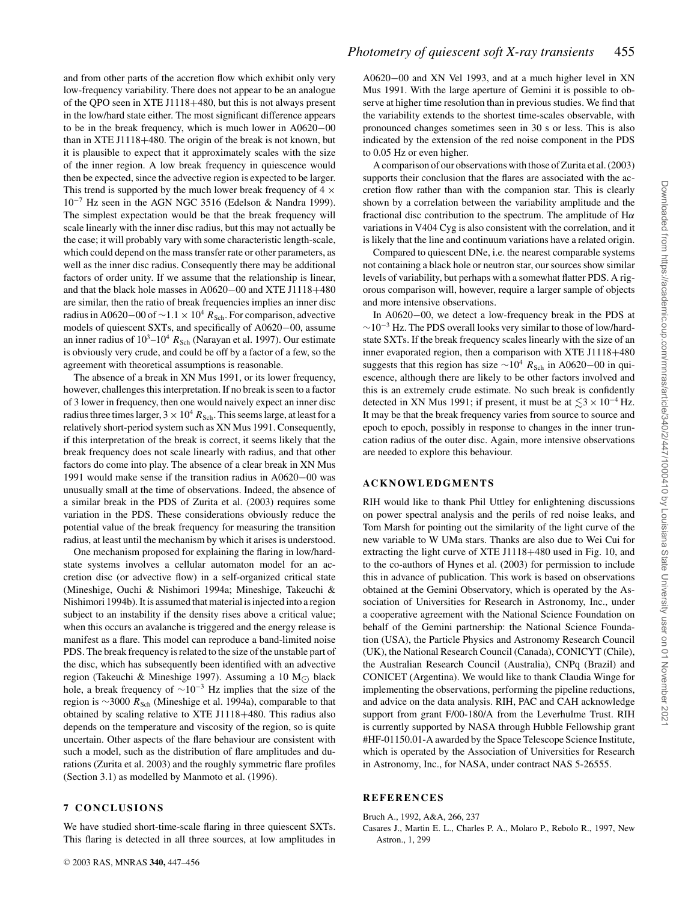and from other parts of the accretion flow which exhibit only very low-frequency variability. There does not appear to be an analogue of the QPO seen in XTE J1118+480, but this is not always present in the low/hard state either. The most significant difference appears to be in the break frequency, which is much lower in A0620−00 than in XTE J1118+480. The origin of the break is not known, but it is plausible to expect that it approximately scales with the size of the inner region. A low break frequency in quiescence would then be expected, since the advective region is expected to be larger. This trend is supported by the much lower break frequency of $4 \times 10^{-7}$ Hz seen in the AGN NGC 3516 (Edelson & Nandra 1999). The simplest expectation would be that the break frequency will scale linearly with the inner disc radius, but this may not actually be the case; it will probably vary with some characteristic length-scale, which could depend on the mass transfer rate or other parameters, as well as the inner disc radius. Consequently there may be additional factors of order unity. If we assume that the relationship is linear, and that the black hole masses in A0620−00 and XTE J1118+480 are similar, then the ratio of break frequencies implies an inner disc radius in A0620−00 of $\sim 1.1 \times 10^4\ R_{\rm Sch}$. For comparison, advective models of quiescent SXTs, and specifically of A0620−00, assume an inner radius of $10^3$–$10^4\ R_{\rm Sch}$ (Narayan et al. 1997). Our estimate is obviously very crude, and could be off by a factor of a few, so the agreement with theoretical assumptions is reasonable.

The absence of a break in XN Mus 1991, or its lower frequency, however, challenges this interpretation. If no break is seen to a factor of 3 lower in frequency, then one would naively expect an inner disc radius three times larger, $3 \times 10^4\ R_{\rm Sch}$. This seems large, at least for a relatively short-period system such as XN Mus 1991. Consequently, if this interpretation of the break is correct, it seems likely that the break frequency does not scale linearly with radius, and that other factors do come into play. The absence of a clear break in XN Mus 1991 would make sense if the transition radius in A0620−00 was unusually small at the time of observations. Indeed, the absence of a similar break in the PDS of Zurita et al. (2003) requires some variation in the PDS. These considerations obviously reduce the potential value of the break frequency for measuring the transition radius, at least until the mechanism by which it arises is understood.

One mechanism proposed for explaining the flaring in low/hard-state systems involves a cellular automaton model for an accretion disc (or advective flow) in a self-organized critical state (Mineshige, Ouchi & Nishimori 1994a; Mineshige, Takeuchi & Nishimori 1994b). It is assumed that material is injected into a region subject to an instability if the density rises above a critical value; when this occurs an avalanche is triggered and the energy release is manifest as a flare. This model can reproduce a band-limited noise PDS. The break frequency is related to the size of the unstable part of the disc, which has subsequently been identified with an advective region (Takeuchi & Mineshige 1997). Assuming a 10 $M_\odot$ black hole, a break frequency of $\sim 10^{-3}$ Hz implies that the size of the region is $\sim 3000\ R_{\rm Sch}$ (Mineshige et al. 1994a), comparable to that obtained by scaling relative to XTE J1118+480. This radius also depends on the temperature and viscosity of the region, so is quite uncertain. Other aspects of the flare behaviour are consistent with such a model, such as the distribution of flare amplitudes and durations (Zurita et al. 2003) and the roughly symmetric flare profiles (Section 3.1) as modelled by Manmoto et al. (1996).

## 7 CONCLUSIONS

We have studied short-time-scale flaring in three quiescent SXTs. This flaring is detected in all three sources, at low amplitudes in A0620−00 and XN Vel 1993, and at a much higher level in XN Mus 1991. With the large aperture of Gemini it is possible to observe at higher time resolution than in previous studies. We find that the variability extends to the shortest time-scales observable, with pronounced changes sometimes seen in 30 s or less. This is also indicated by the extension of the red noise component in the PDS to 0.05 Hz or even higher.

A comparison of our observations with those of Zurita et al. (2003) supports their conclusion that the flares are associated with the accretion flow rather than with the companion star. This is clearly shown by a correlation between the variability amplitude and the fractional disc contribution to the spectrum. The amplitude of H$\alpha$ variations in V404 Cyg is also consistent with the correlation, and it is likely that the line and continuum variations have a related origin.

Compared to quiescent DNe, i.e. the nearest comparable systems not containing a black hole or neutron star, our sources show similar levels of variability, but perhaps with a somewhat flatter PDS. A rigorous comparison will, however, require a larger sample of objects and more intensive observations.

In A0620−00, we detect a low-frequency break in the PDS at $\sim 10^{-3}$ Hz. The PDS overall looks very similar to those of low/hard-state SXTs. If the break frequency scales linearly with the size of an inner evaporated region, then a comparison with XTE J1118+480 suggests that this region has size $\sim 10^4\ R_{\rm Sch}$ in A0620−00 in quiescence, although there are likely to be other factors involved and this is an extremely crude estimate. No such break is confidently detected in XN Mus 1991; if present, it must be at $\lesssim 3 \times 10^{-4}$ Hz. It may be that the break frequency varies from source to source and epoch to epoch, possibly in response to changes in the inner truncation radius of the outer disc. Again, more intensive observations are needed to explore this behaviour.

## ACKNOWLEDGMENTS

RIH would like to thank Phil Uttley for enlightening discussions on power spectral analysis and the perils of red noise leaks, and Tom Marsh for pointing out the similarity of the light curve of the new variable to W UMa stars. Thanks are also due to Wei Cui for extracting the light curve of XTE J1118+480 used in Fig. 10, and to the co-authors of Hynes et al. (2003) for permission to include this in advance of publication. This work is based on observations obtained at the Gemini Observatory, which is operated by the Association of Universities for Research in Astronomy, Inc., under a cooperative agreement with the National Science Foundation on behalf of the Gemini partnership: the National Science Foundation (USA), the Particle Physics and Astronomy Research Council (UK), the National Research Council (Canada), CONICYT (Chile), the Australian Research Council (Australia), CNPq (Brazil) and CONICET (Argentina). We would like to thank Claudia Winge for implementing the observations, performing the pipeline reductions, and advice on the data analysis. RIH, PAC and CAH acknowledge support from grant F/00-180/A from the Leverhulme Trust. RIH is currently supported by NASA through Hubble Fellowship grant #HF-01150.01-A awarded by the Space Telescope Science Institute, which is operated by the Association of Universities for Research in Astronomy, Inc., for NASA, under contract NAS 5-26555.

## REFERENCES

Bruch A., 1992, A&A, 266, 237

Casares J., Martin E. L., Charles P. A., Molaro P., Rebolo R., 1997, New Astron., 1, 299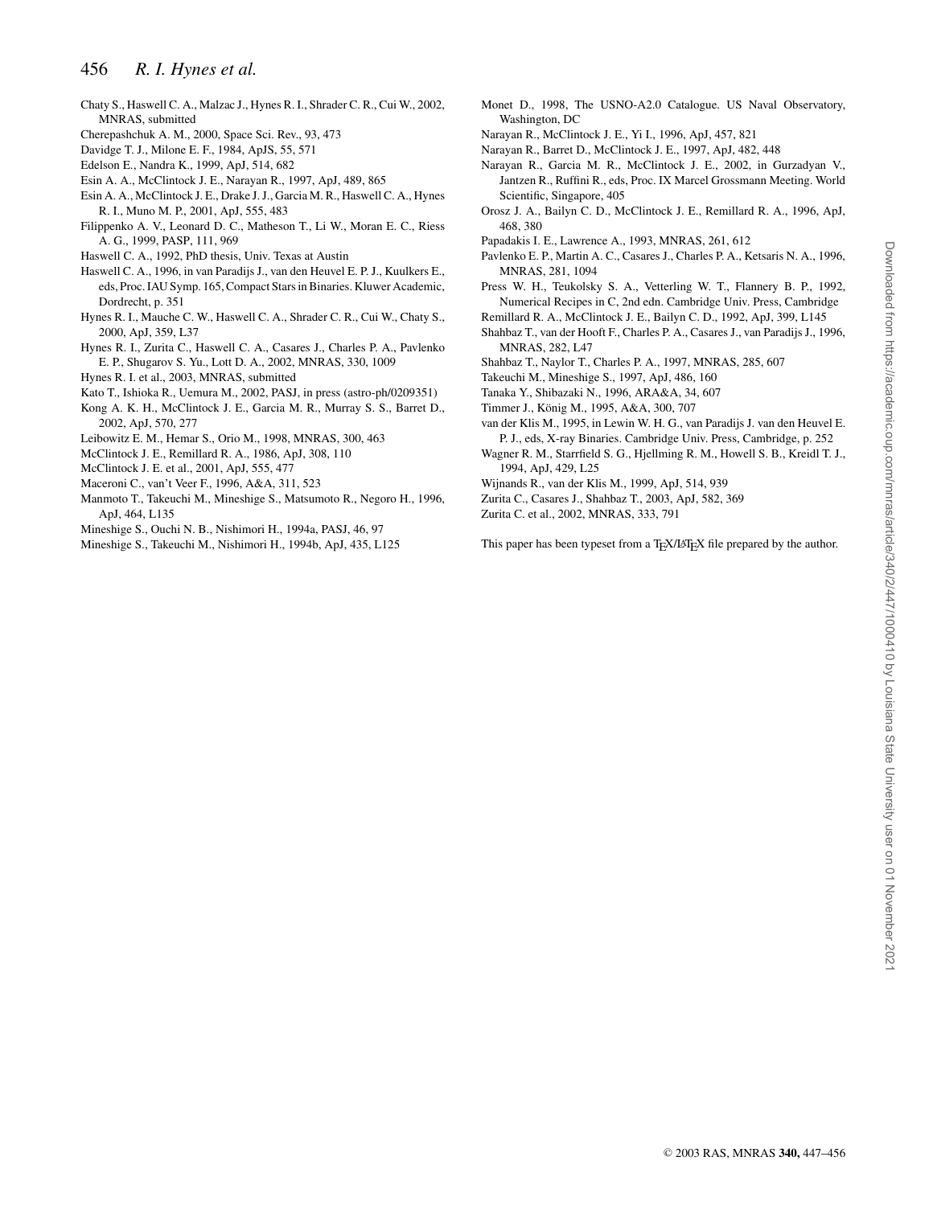Chaty S., Haswell C. A., Malzac J., Hynes R. I., Shrader C. R., Cui W., 2002, MNRAS, submitted

Cherepashchuk A. M., 2000, Space Sci. Rev., 93, 473

Davidge T. J., Milone E. F., 1984, ApJS, 55, 571

Edelson E., Nandra K., 1999, ApJ, 514, 682

Esin A. A., McClintock J. E., Narayan R., 1997, ApJ, 489, 865

Esin A. A., McClintock J. E., Drake J. J., Garcia M. R., Haswell C. A., Hynes R. I., Muno M. P., 2001, ApJ, 555, 483

Filippenko A. V., Leonard D. C., Matheson T., Li W., Moran E. C., Riess A. G., 1999, PASP, 111, 969

Haswell C. A., 1992, PhD thesis, Univ. Texas at Austin

Haswell C. A., 1996, in van Paradijs J., van den Heuvel E. P. J., Kuulkers E., eds, Proc. IAU Symp. 165, Compact Stars in Binaries. Kluwer Academic, Dordrecht, p. 351

Hynes R. I., Mauche C. W., Haswell C. A., Shrader C. R., Cui W., Chaty S., 2000, ApJ, 359, L37

Hynes R. I., Zurita C., Haswell C. A., Casares J., Charles P. A., Pavlenko E. P., Shugarov S. Yu., Lott D. A., 2002, MNRAS, 330, 1009

Hynes R. I. et al., 2003, MNRAS, submitted

Kato T., Ishioka R., Uemura M., 2002, PASJ, in press (astro-ph/0209351)

Kong A. K. H., McClintock J. E., Garcia M. R., Murray S. S., Barret D., 2002, ApJ, 570, 277

Leibowitz E. M., Hemar S., Orio M., 1998, MNRAS, 300, 463

McClintock J. E., Remillard R. A., 1986, ApJ, 308, 110

McClintock J. E. et al., 2001, ApJ, 555, 477

Maceroni C., van't Veer F., 1996, A&A, 311, 523

Manmoto T., Takeuchi M., Mineshige S., Matsumoto R., Negoro H., 1996, ApJ, 464, L135

Mineshige S., Ouchi N. B., Nishimori H., 1994a, PASJ, 46, 97

Mineshige S., Takeuchi M., Nishimori H., 1994b, ApJ, 435, L125

Monet D., 1998, The USNO-A2.0 Catalogue. US Naval Observatory, Washington, DC

Narayan R., McClintock J. E., Yi I., 1996, ApJ, 457, 821

Narayan R., Barret D., McClintock J. E., 1997, ApJ, 482, 448

Narayan R., Garcia M. R., McClintock J. E., 2002, in Gurzadyan V., Jantzen R., Ruffini R., eds, Proc. IX Marcel Grossmann Meeting. World Scientific, Singapore, 405

Orosz J. A., Bailyn C. D., McClintock J. E., Remillard R. A., 1996, ApJ, 468, 380

Papadakis I. E., Lawrence A., 1993, MNRAS, 261, 612

Pavlenko E. P., Martin A. C., Casares J., Charles P. A., Ketsaris N. A., 1996, MNRAS, 281, 1094

Press W. H., Teukolsky S. A., Vetterling W. T., Flannery B. P., 1992, Numerical Recipes in C, 2nd edn. Cambridge Univ. Press, Cambridge

Remillard R. A., McClintock J. E., Bailyn C. D., 1992, ApJ, 399, L145

Shahbaz T., van der Hooft F., Charles P. A., Casares J., van Paradijs J., 1996, MNRAS, 282, L47

Shahbaz T., Naylor T., Charles P. A., 1997, MNRAS, 285, 607

Takeuchi M., Mineshige S., 1997, ApJ, 486, 160

Tanaka Y., Shibazaki N., 1996, ARA&A, 34, 607

Timmer J., König M., 1995, A&A, 300, 707

van der Klis M., 1995, in Lewin W. H. G., van Paradijs J. van den Heuvel E. P. J., eds, X-ray Binaries. Cambridge Univ. Press, Cambridge, p. 252

Wagner R. M., Starrfield S. G., Hjellming R. M., Howell S. B., Kreidl T. J., 1994, ApJ, 429, L25

Wijnands R., van der Klis M., 1999, ApJ, 514, 939

Zurita C., Casares J., Shahbaz T., 2003, ApJ, 582, 369

Zurita C. et al., 2002, MNRAS, 333, 791

This paper has been typeset from a TEX/LATEX file prepared by the author.